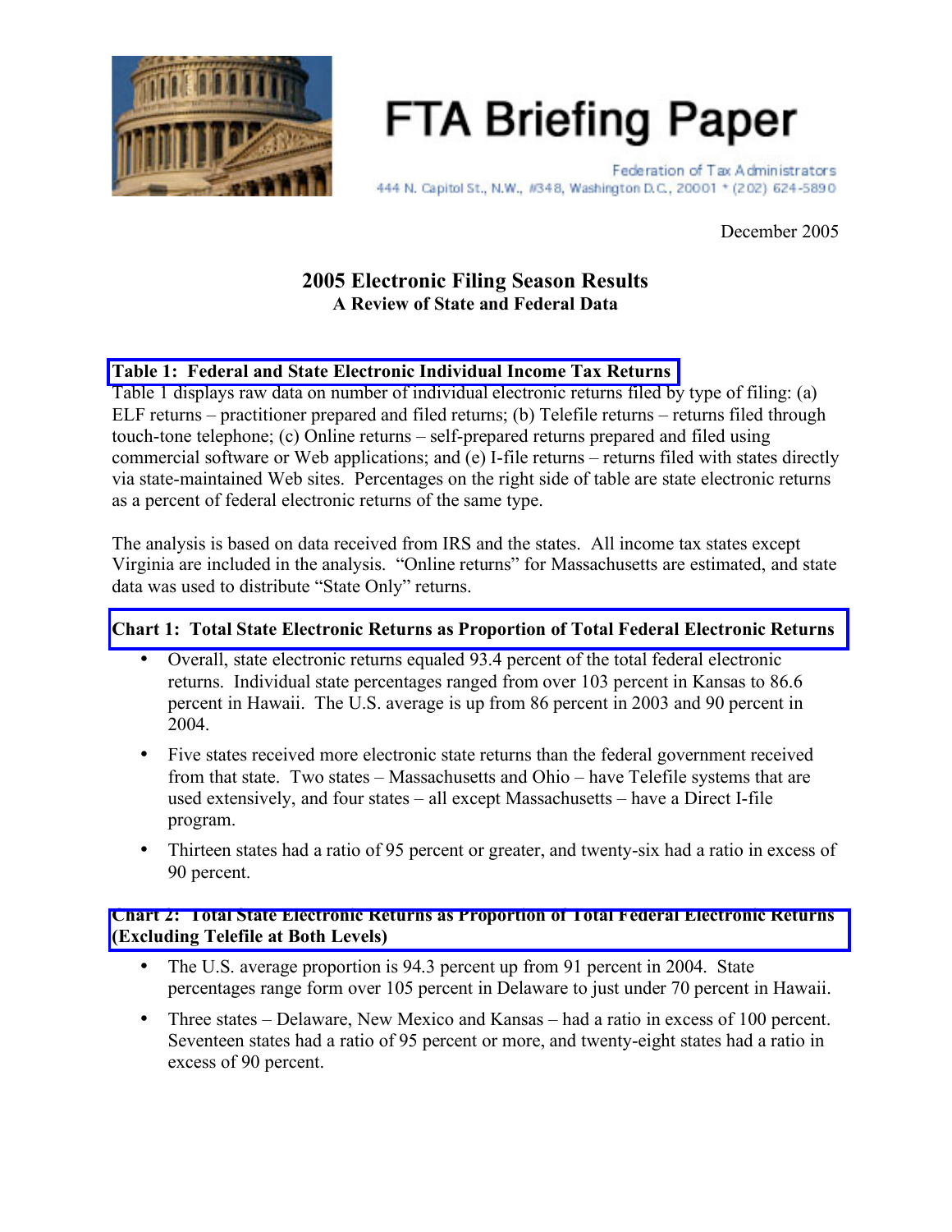# FTA Briefing Paper

Federation of Tax Administrators
444 N. Capitol St., N.W., #348, Washington D.C., 20001 * (202) 624-5890

December 2005

## 2005 Electronic Filing Season Results
### A Review of State and Federal Data

**Table 1: Federal and State Electronic Individual Income Tax Returns**

Table 1 displays raw data on number of individual electronic returns filed by type of filing: (a) ELF returns – practitioner prepared and filed returns; (b) Telefile returns – returns filed through touch-tone telephone; (c) Online returns – self-prepared returns prepared and filed using commercial software or Web applications; and (e) I-file returns – returns filed with states directly via state-maintained Web sites. Percentages on the right side of table are state electronic returns as a percent of federal electronic returns of the same type.

The analysis is based on data received from IRS and the states. All income tax states except Virginia are included in the analysis. "Online returns" for Massachusetts are estimated, and state data was used to distribute "State Only" returns.

**Chart 1: Total State Electronic Returns as Proportion of Total Federal Electronic Returns**

- Overall, state electronic returns equaled 93.4 percent of the total federal electronic returns. Individual state percentages ranged from over 103 percent in Kansas to 86.6 percent in Hawaii. The U.S. average is up from 86 percent in 2003 and 90 percent in 2004.
- Five states received more electronic state returns than the federal government received from that state. Two states – Massachusetts and Ohio – have Telefile systems that are used extensively, and four states – all except Massachusetts – have a Direct I-file program.
- Thirteen states had a ratio of 95 percent or greater, and twenty-six had a ratio in excess of 90 percent.

**Chart 2: Total State Electronic Returns as Proportion of Total Federal Electronic Returns (Excluding Telefile at Both Levels)**

- The U.S. average proportion is 94.3 percent up from 91 percent in 2004. State percentages range form over 105 percent in Delaware to just under 70 percent in Hawaii.
- Three states – Delaware, New Mexico and Kansas – had a ratio in excess of 100 percent. Seventeen states had a ratio of 95 percent or more, and twenty-eight states had a ratio in excess of 90 percent.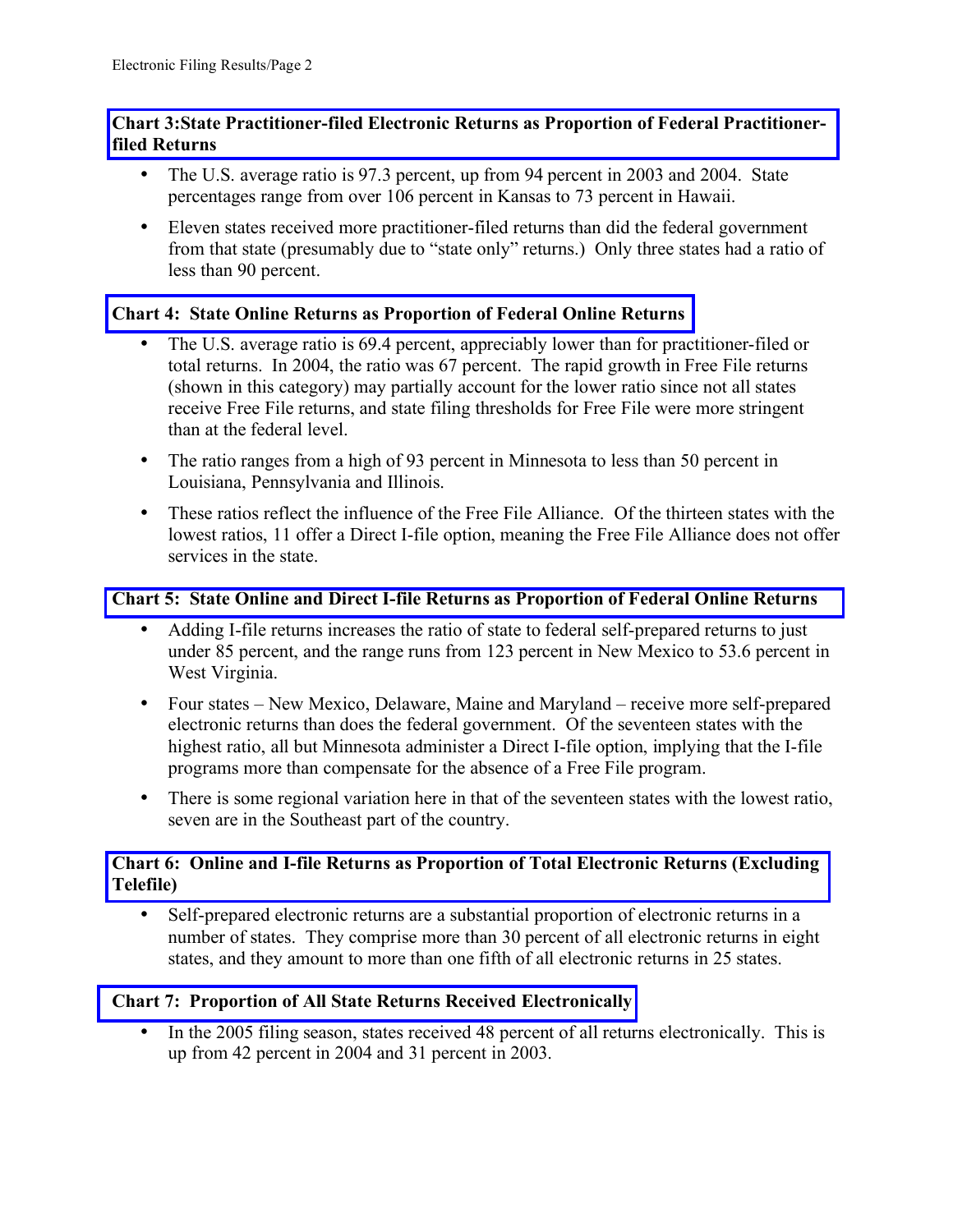### Chart 3: State Practitioner-filed Electronic Returns as Proportion of Federal Practitioner-filed Returns

- The U.S. average ratio is 97.3 percent, up from 94 percent in 2003 and 2004. State percentages range from over 106 percent in Kansas to 73 percent in Hawaii.
- Eleven states received more practitioner-filed returns than did the federal government from that state (presumably due to "state only" returns.) Only three states had a ratio of less than 90 percent.

### Chart 4: State Online Returns as Proportion of Federal Online Returns

- The U.S. average ratio is 69.4 percent, appreciably lower than for practitioner-filed or total returns. In 2004, the ratio was 67 percent. The rapid growth in Free File returns (shown in this category) may partially account for the lower ratio since not all states receive Free File returns, and state filing thresholds for Free File were more stringent than at the federal level.
- The ratio ranges from a high of 93 percent in Minnesota to less than 50 percent in Louisiana, Pennsylvania and Illinois.
- These ratios reflect the influence of the Free File Alliance. Of the thirteen states with the lowest ratios, 11 offer a Direct I-file option, meaning the Free File Alliance does not offer services in the state.

### Chart 5: State Online and Direct I-file Returns as Proportion of Federal Online Returns

- Adding I-file returns increases the ratio of state to federal self-prepared returns to just under 85 percent, and the range runs from 123 percent in New Mexico to 53.6 percent in West Virginia.
- Four states – New Mexico, Delaware, Maine and Maryland – receive more self-prepared electronic returns than does the federal government. Of the seventeen states with the highest ratio, all but Minnesota administer a Direct I-file option, implying that the I-file programs more than compensate for the absence of a Free File program.
- There is some regional variation here in that of the seventeen states with the lowest ratio, seven are in the Southeast part of the country.

### Chart 6: Online and I-file Returns as Proportion of Total Electronic Returns (Excluding Telefile)

- Self-prepared electronic returns are a substantial proportion of electronic returns in a number of states. They comprise more than 30 percent of all electronic returns in eight states, and they amount to more than one fifth of all electronic returns in 25 states.

### Chart 7: Proportion of All State Returns Received Electronically

- In the 2005 filing season, states received 48 percent of all returns electronically. This is up from 42 percent in 2004 and 31 percent in 2003.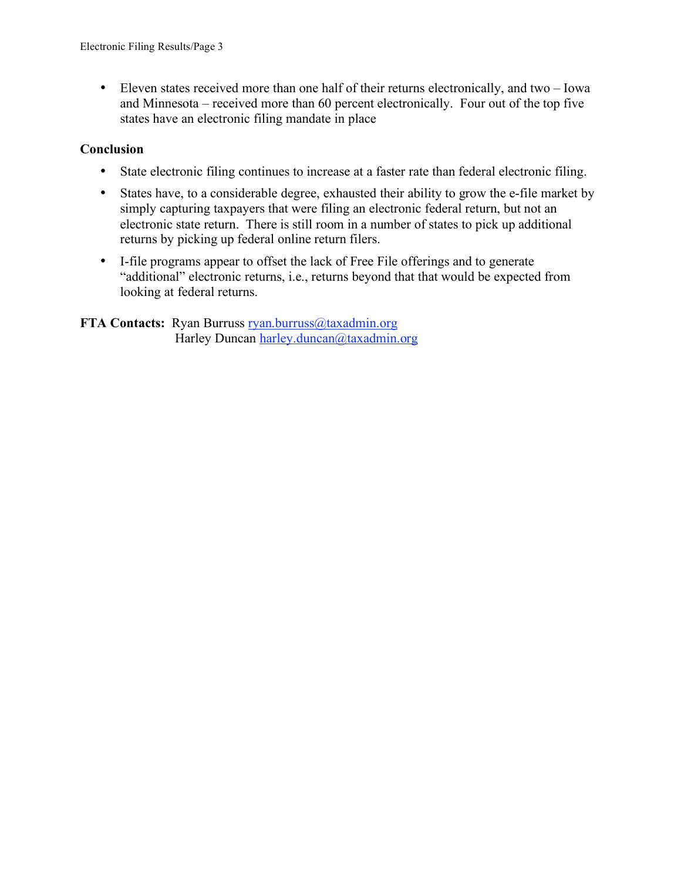- Eleven states received more than one half of their returns electronically, and two – Iowa and Minnesota – received more than 60 percent electronically. Four out of the top five states have an electronic filing mandate in place

**Conclusion**

- State electronic filing continues to increase at a faster rate than federal electronic filing.
- States have, to a considerable degree, exhausted their ability to grow the e-file market by simply capturing taxpayers that were filing an electronic federal return, but not an electronic state return. There is still room in a number of states to pick up additional returns by picking up federal online return filers.
- I-file programs appear to offset the lack of Free File offerings and to generate "additional" electronic returns, i.e., returns beyond that that would be expected from looking at federal returns.

**FTA Contacts:** Ryan Burruss ryan.burruss@taxadmin.org
Harley Duncan harley.duncan@taxadmin.org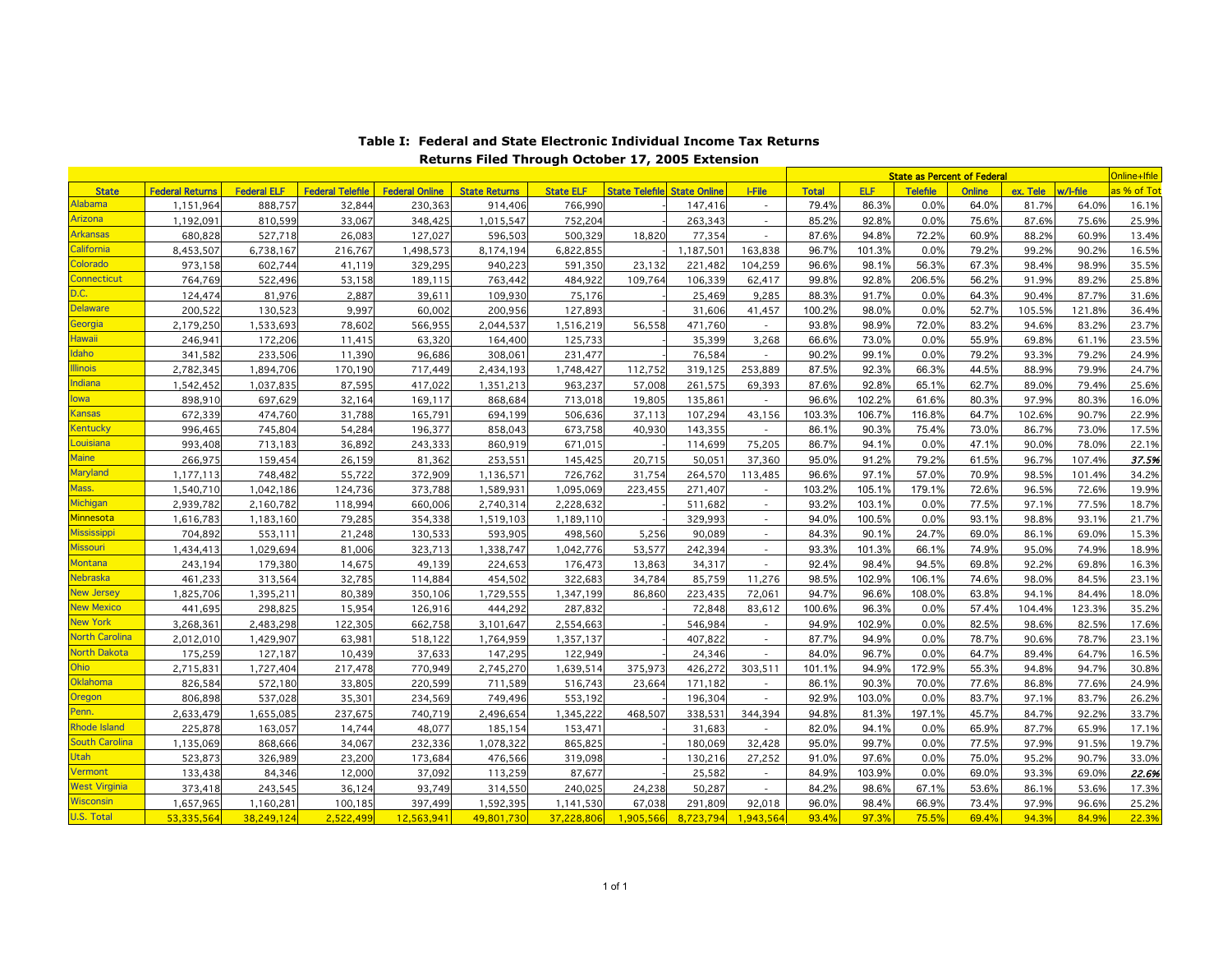# Table I: Federal and State Electronic Individual Income Tax Returns

## Returns Filed Through October 17, 2005 Extension

| | | | | | | | | | | State as Percent of Federal | | | | | | | Online+Ifile |
|---|---|---|---|---|---|---|---|---|---|---|---|---|---|---|---|---|---|
| **State** | **Federal Returns** | **Federal ELF** | **Federal Telefile** | **Federal Online** | **State Returns** | **State ELF** | **State Telefile** | **State Online** | **I-File** | **Total** | **ELF** | **Telefile** | **Online** | **ex. Tele** | **w/I-file** | | as % of Tot |
| Alabama | 1,151,964 | 888,757 | 32,844 | 230,363 | 914,406 | 766,990 | - | 147,416 | - | 79.4% | 86.3% | 0.0% | 64.0% | 81.7% | 64.0% | | 16.1% |
| Arizona | 1,192,091 | 810,599 | 33,067 | 348,425 | 1,015,547 | 752,204 | - | 263,343 | - | 85.2% | 92.8% | 0.0% | 75.6% | 87.6% | 75.6% | | 25.9% |
| Arkansas | 680,828 | 527,718 | 26,083 | 127,027 | 596,503 | 500,329 | 18,820 | 77,354 | - | 87.6% | 94.8% | 72.2% | 60.9% | 88.2% | 60.9% | | 13.4% |
| California | 8,453,507 | 6,738,167 | 216,767 | 1,498,573 | 8,174,194 | 6,822,855 | - | 1,187,501 | 163,838 | 96.7% | 101.3% | 0.0% | 79.2% | 99.2% | 90.2% | | 16.5% |
| Colorado | 973,158 | 602,744 | 41,119 | 329,295 | 940,223 | 591,350 | 23,132 | 221,482 | 104,259 | 96.6% | 98.1% | 56.3% | 67.3% | 98.4% | 98.9% | | 35.5% |
| Connecticut | 764,769 | 522,496 | 53,158 | 189,115 | 763,442 | 484,922 | 109,764 | 106,339 | 62,417 | 99.8% | 92.8% | 206.5% | 56.2% | 91.9% | 89.2% | | 25.8% |
| D.C. | 124,474 | 81,976 | 2,887 | 39,611 | 109,930 | 75,176 | - | 25,469 | 9,285 | 88.3% | 91.7% | 0.0% | 64.3% | 90.4% | 87.7% | | 31.6% |
| Delaware | 200,522 | 130,523 | 9,997 | 60,002 | 200,956 | 127,893 | - | 31,606 | 41,457 | 100.2% | 98.0% | 0.0% | 52.7% | 105.5% | 121.8% | | 36.4% |
| Georgia | 2,179,250 | 1,533,693 | 78,602 | 566,955 | 2,044,537 | 1,516,219 | 56,558 | 471,760 | - | 93.8% | 98.9% | 72.0% | 83.2% | 94.6% | 83.2% | | 23.7% |
| Hawaii | 246,941 | 172,206 | 11,415 | 63,320 | 164,400 | 125,733 | - | 35,399 | 3,268 | 66.6% | 73.0% | 0.0% | 55.9% | 69.8% | 61.1% | | 23.5% |
| Idaho | 341,582 | 233,506 | 11,390 | 96,686 | 308,061 | 231,477 | - | 76,584 | - | 90.2% | 99.1% | 0.0% | 79.2% | 93.3% | 79.2% | | 24.9% |
| Illinois | 2,782,345 | 1,894,706 | 170,190 | 717,449 | 2,434,193 | 1,748,427 | 112,752 | 319,125 | 253,889 | 87.5% | 92.3% | 66.3% | 44.5% | 88.9% | 79.9% | | 24.7% |
| Indiana | 1,542,452 | 1,037,835 | 87,595 | 417,022 | 1,351,213 | 963,237 | 57,008 | 261,575 | 69,393 | 87.6% | 92.8% | 65.1% | 62.7% | 89.0% | 79.4% | | 25.6% |
| Iowa | 898,910 | 697,629 | 32,164 | 169,117 | 868,684 | 713,018 | 19,805 | 135,861 | - | 96.6% | 102.2% | 61.6% | 80.3% | 97.9% | 80.3% | | 16.0% |
| Kansas | 672,339 | 474,760 | 31,788 | 165,791 | 694,199 | 506,636 | 37,113 | 107,294 | 43,156 | 103.3% | 106.7% | 116.8% | 64.7% | 102.6% | 90.7% | | 22.9% |
| Kentucky | 996,465 | 745,804 | 54,284 | 196,377 | 858,043 | 673,758 | 40,930 | 143,355 | - | 86.1% | 90.3% | 75.4% | 73.0% | 86.7% | 73.0% | | 17.5% |
| Louisiana | 993,408 | 713,183 | 36,892 | 243,333 | 860,919 | 671,015 | - | 114,699 | 75,205 | 86.7% | 94.1% | 0.0% | 47.1% | 90.0% | 78.0% | | 22.1% |
| Maine | 266,975 | 159,454 | 26,159 | 81,362 | 253,551 | 145,425 | 20,715 | 50,051 | 37,360 | 95.0% | 91.2% | 79.2% | 61.5% | 96.7% | 107.4% | | ***37.5%*** |
| Maryland | 1,177,113 | 748,482 | 55,722 | 372,909 | 1,136,571 | 726,762 | 31,754 | 264,570 | 113,485 | 96.6% | 97.1% | 57.0% | 70.9% | 98.5% | 101.4% | | 34.2% |
| Mass. | 1,540,710 | 1,042,186 | 124,736 | 373,788 | 1,589,931 | 1,095,069 | 223,455 | 271,407 | - | 103.2% | 105.1% | 179.1% | 72.6% | 96.5% | 72.6% | | 19.9% |
| Michigan | 2,939,782 | 2,160,782 | 118,994 | 660,006 | 2,740,314 | 2,228,632 | - | 511,682 | - | 93.2% | 103.1% | 0.0% | 77.5% | 97.1% | 77.5% | | 18.7% |
| Minnesota | 1,616,783 | 1,183,160 | 79,285 | 354,338 | 1,519,103 | 1,189,110 | - | 329,993 | - | 94.0% | 100.5% | 0.0% | 93.1% | 98.8% | 93.1% | | 21.7% |
| Mississippi | 704,892 | 553,111 | 21,248 | 130,533 | 593,905 | 498,560 | 5,256 | 90,089 | - | 84.3% | 90.1% | 24.7% | 69.0% | 86.1% | 69.0% | | 15.3% |
| Missouri | 1,434,413 | 1,029,694 | 81,006 | 323,713 | 1,338,747 | 1,042,776 | 53,577 | 242,394 | - | 93.3% | 101.3% | 66.1% | 74.9% | 95.0% | 74.9% | | 18.9% |
| Montana | 243,194 | 179,380 | 14,675 | 49,139 | 224,653 | 176,473 | 13,863 | 34,317 | - | 92.4% | 98.4% | 94.5% | 69.8% | 92.2% | 69.8% | | 16.3% |
| Nebraska | 461,233 | 313,564 | 32,785 | 114,884 | 454,502 | 322,683 | 34,784 | 85,759 | 11,276 | 98.5% | 102.9% | 106.1% | 74.6% | 98.0% | 84.5% | | 23.1% |
| New Jersey | 1,825,706 | 1,395,211 | 80,389 | 350,106 | 1,729,555 | 1,347,199 | 86,860 | 223,435 | 72,061 | 94.7% | 96.6% | 108.0% | 63.8% | 94.1% | 84.4% | | 18.0% |
| New Mexico | 441,695 | 298,825 | 15,954 | 126,916 | 444,292 | 287,832 | - | 72,848 | 83,612 | 100.6% | 96.3% | 0.0% | 57.4% | 104.4% | 123.3% | | 35.2% |
| New York | 3,268,361 | 2,483,298 | 122,305 | 662,758 | 3,101,647 | 2,554,663 | - | 546,984 | - | 94.9% | 102.9% | 0.0% | 82.5% | 98.6% | 82.5% | | 17.6% |
| North Carolina | 2,012,010 | 1,429,907 | 63,981 | 518,122 | 1,764,959 | 1,357,137 | - | 407,822 | - | 87.7% | 94.9% | 0.0% | 78.7% | 90.6% | 78.7% | | 23.1% |
| North Dakota | 175,259 | 127,187 | 10,439 | 37,633 | 147,295 | 122,949 | - | 24,346 | - | 84.0% | 96.7% | 0.0% | 64.7% | 89.4% | 64.7% | | 16.5% |
| Ohio | 2,715,831 | 1,727,404 | 217,478 | 770,949 | 2,745,270 | 1,639,514 | 375,973 | 426,272 | 303,511 | 101.1% | 94.9% | 172.9% | 55.3% | 94.8% | 94.7% | | 30.8% |
| Oklahoma | 826,584 | 572,180 | 33,805 | 220,599 | 711,589 | 516,743 | 23,664 | 171,182 | - | 86.1% | 90.3% | 70.0% | 77.6% | 86.8% | 77.6% | | 24.9% |
| Oregon | 806,898 | 537,028 | 35,301 | 234,569 | 749,496 | 553,192 | - | 196,304 | - | 92.9% | 103.0% | 0.0% | 83.7% | 97.1% | 83.7% | | 26.2% |
| Penn. | 2,633,479 | 1,655,085 | 237,675 | 740,719 | 2,496,654 | 1,345,222 | 468,507 | 338,531 | 344,394 | 94.8% | 81.3% | 197.1% | 45.7% | 84.7% | 92.2% | | 33.7% |
| Rhode Island | 225,878 | 163,057 | 14,744 | 48,077 | 185,154 | 153,471 | - | 31,683 | - | 82.0% | 94.1% | 0.0% | 65.9% | 87.7% | 65.9% | | 17.1% |
| South Carolina | 1,135,069 | 868,666 | 34,067 | 232,336 | 1,078,322 | 865,825 | - | 180,069 | 32,428 | 95.0% | 99.7% | 0.0% | 77.5% | 97.9% | 91.5% | | 19.7% |
| Utah | 523,873 | 326,989 | 23,200 | 173,684 | 476,566 | 319,098 | - | 130,216 | 27,252 | 91.0% | 97.6% | 0.0% | 75.0% | 95.2% | 90.7% | | 33.0% |
| Vermont | 133,438 | 84,346 | 12,000 | 37,092 | 113,259 | 87,677 | - | 25,582 | - | 84.9% | 103.9% | 0.0% | 69.0% | 93.3% | 69.0% | | ***22.6%*** |
| West Virginia | 373,418 | 243,545 | 36,124 | 93,749 | 314,550 | 240,025 | 24,238 | 50,287 | - | 84.2% | 98.6% | 67.1% | 53.6% | 86.1% | 53.6% | | 17.3% |
| Wisconsin | 1,657,965 | 1,160,281 | 100,185 | 397,499 | 1,592,395 | 1,141,530 | 67,038 | 291,809 | 92,018 | 96.0% | 98.4% | 66.9% | 73.4% | 97.9% | 96.6% | | 25.2% |
| U.S. Total | 53,335,564 | 38,249,124 | 2,522,499 | 12,563,941 | 49,801,730 | 37,228,806 | 1,905,566 | 8,723,794 | 1,943,564 | 93.4% | 97.3% | 75.5% | 69.4% | 94.3% | 84.9% | | 22.3% |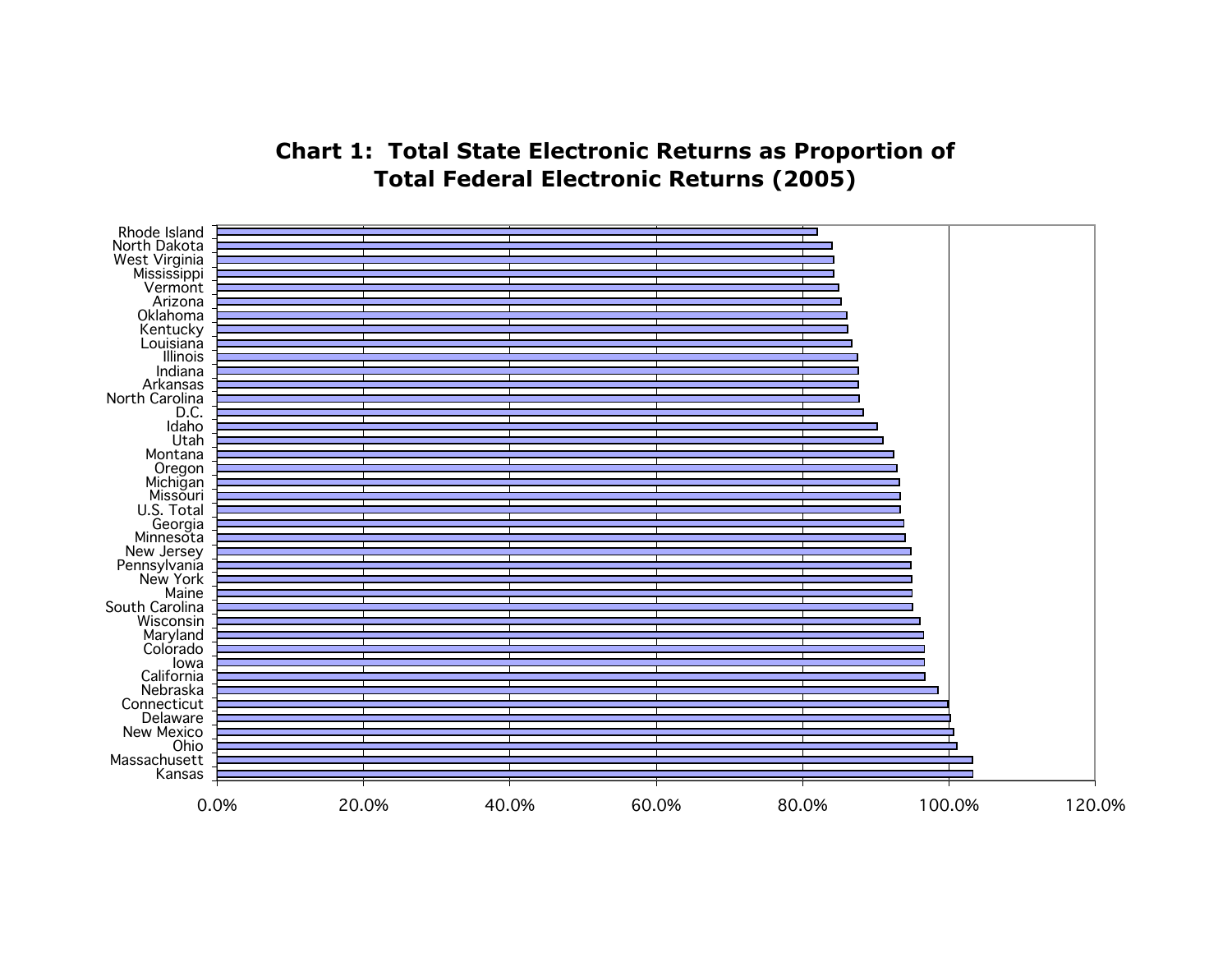**Chart 1: Total State Electronic Returns as Proportion of Total Federal Electronic Returns (2005)**

Rhode Island
North Dakota
West Virginia
Mississippi
Vermont
Arizona
Oklahoma
Kentucky
Louisiana
Illinois
Indiana
Arkansas
North Carolina
D.C.
Idaho
Utah
Montana
Oregon
Michigan
Missouri
U.S. Total
Georgia
Minnesota
New Jersey
Pennsylvania
New York
Maine
South Carolina
Wisconsin
Maryland
Colorado
Iowa
California
Nebraska
Connecticut
Delaware
New Mexico
Ohio
Massachusett
Kansas

0.0% 20.0% 40.0% 60.0% 80.0% 100.0% 120.0%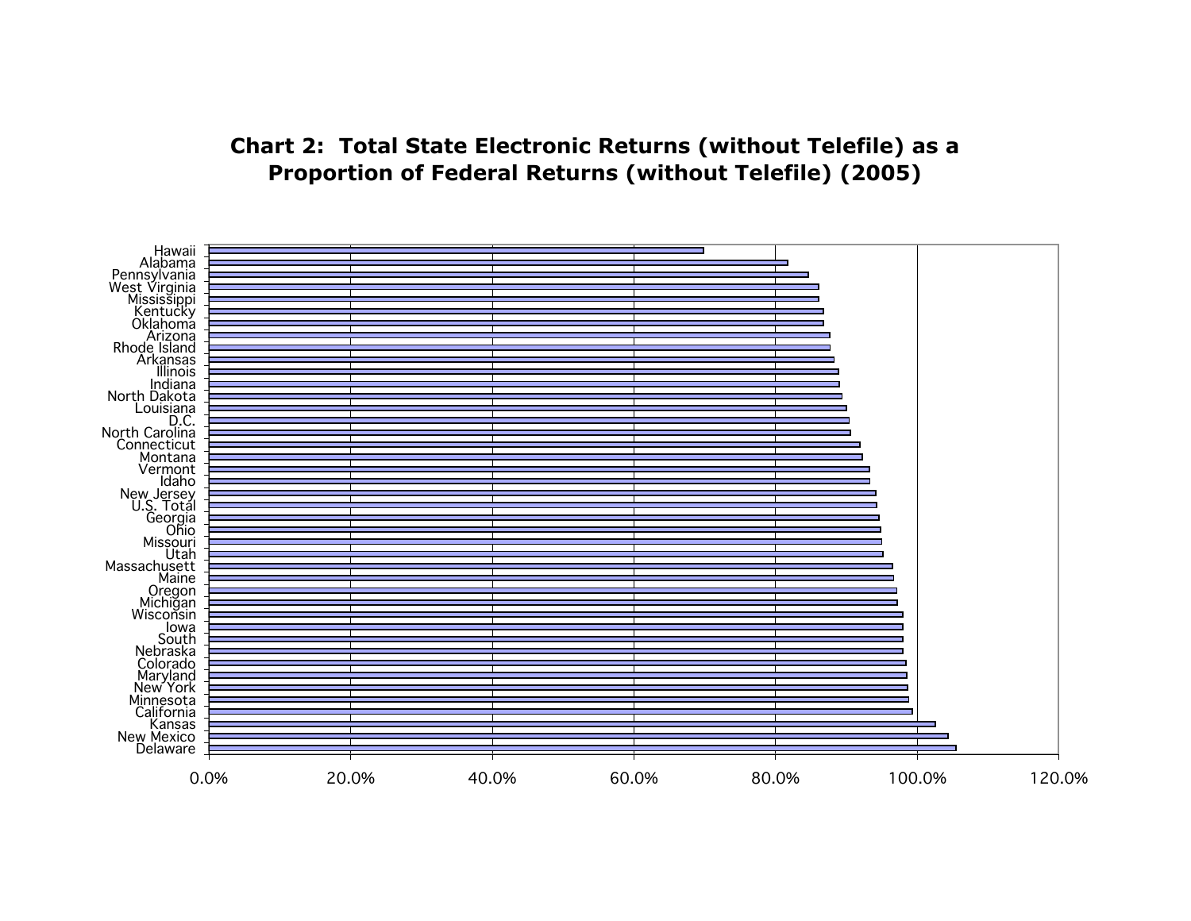# Chart 2: Total State Electronic Returns (without Telefile) as a Proportion of Federal Returns (without Telefile) (2005)

Hawaii
Alabama
Pennsylvania
West Virginia
Mississippi
Kentucky
Oklahoma
Arizona
Rhode Island
Arkansas
Illinois
Indiana
North Dakota
Louisiana
D.C.
North Carolina
Connecticut
Montana
Vermont
Idaho
New Jersey
U.S. Total
Georgia
Ohio
Missouri
Utah
Massachusett
Maine
Oregon
Michigan
Wisconsin
Iowa
South
Nebraska
Colorado
Maryland
New York
Minnesota
California
Kansas
New Mexico
Delaware

0.0% 20.0% 40.0% 60.0% 80.0% 100.0% 120.0%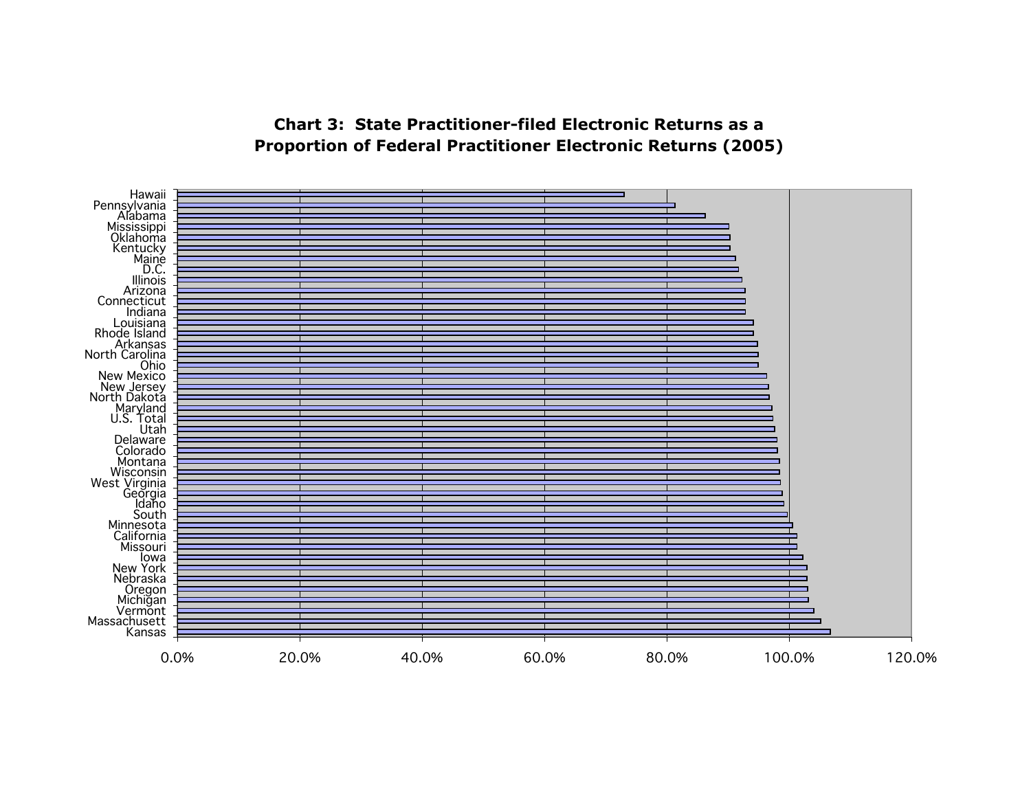**Chart 3: State Practitioner-filed Electronic Returns as a Proportion of Federal Practitioner Electronic Returns (2005)**

Hawaii
Pennsylvania
Alabama
Mississippi
Oklahoma
Kentucky
Maine
D.C.
Illinois
Arizona
Connecticut
Indiana
Louisiana
Rhode Island
Arkansas
North Carolina
Ohio
New Mexico
New Jersey
North Dakota
Maryland
U.S. Total
Utah
Delaware
Colorado
Montana
Wisconsin
West Virginia
Georgia
Idaho
South
Minnesota
California
Missouri
Iowa
New York
Nebraska
Oregon
Michigan
Vermont
Massachusett
Kansas

0.0% 20.0% 40.0% 60.0% 80.0% 100.0% 120.0%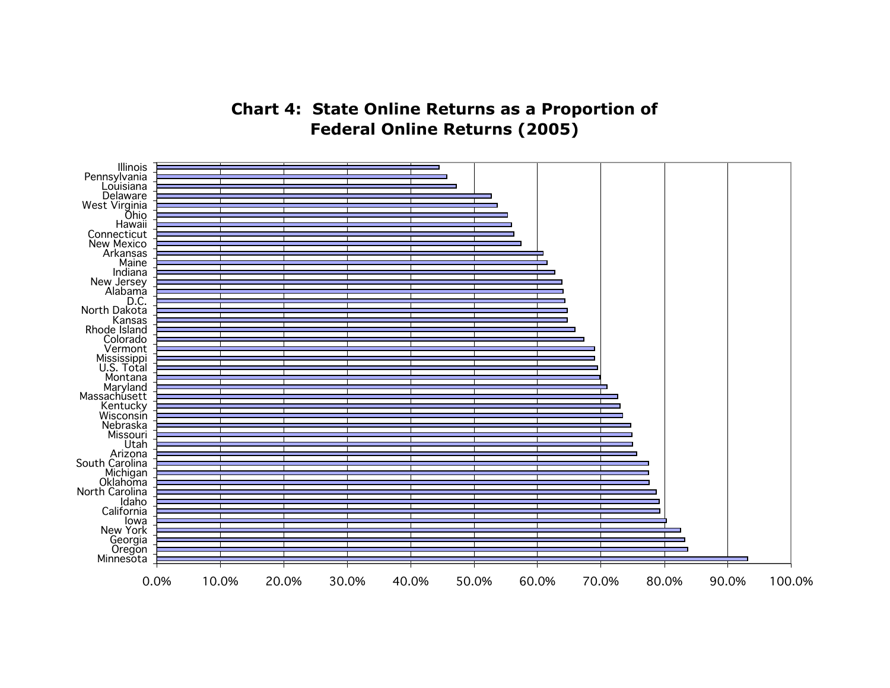**Chart 4: State Online Returns as a Proportion of Federal Online Returns (2005)**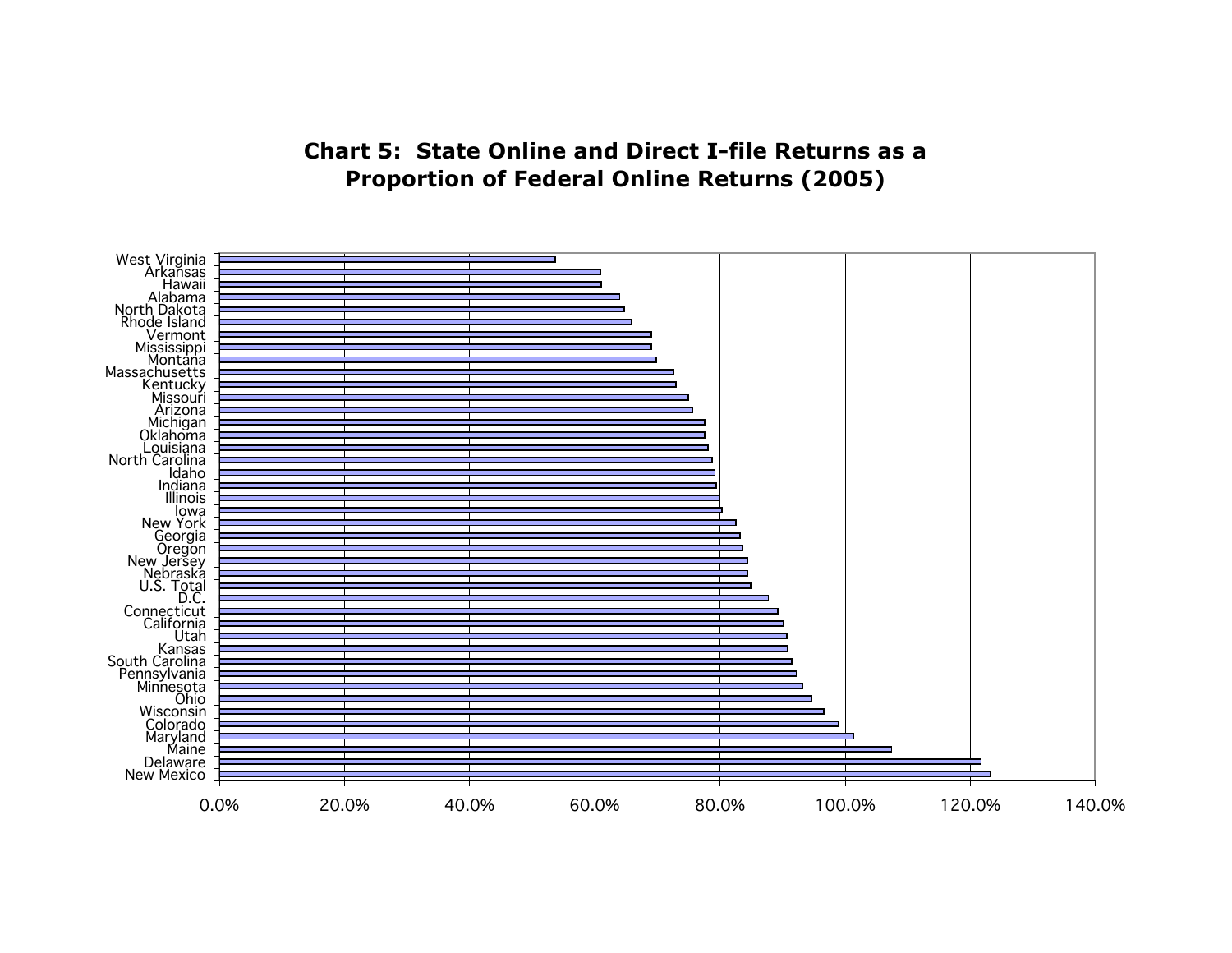**Chart 5: State Online and Direct I-file Returns as a Proportion of Federal Online Returns (2005)**

West Virginia
Arkansas
Hawaii
Alabama
North Dakota
Rhode Island
Vermont
Mississippi
Montana
Massachusetts
Kentucky
Missouri
Arizona
Michigan
Oklahoma
Louisiana
North Carolina
Idaho
Indiana
Illinois
Iowa
New York
Georgia
Oregon
New Jersey
Nebraska
U.S. Total
D.C.
Connecticut
California
Utah
Kansas
South Carolina
Pennsylvania
Minnesota
Ohio
Wisconsin
Colorado
Maryland
Maine
Delaware
New Mexico

0.0% 20.0% 40.0% 60.0% 80.0% 100.0% 120.0% 140.0%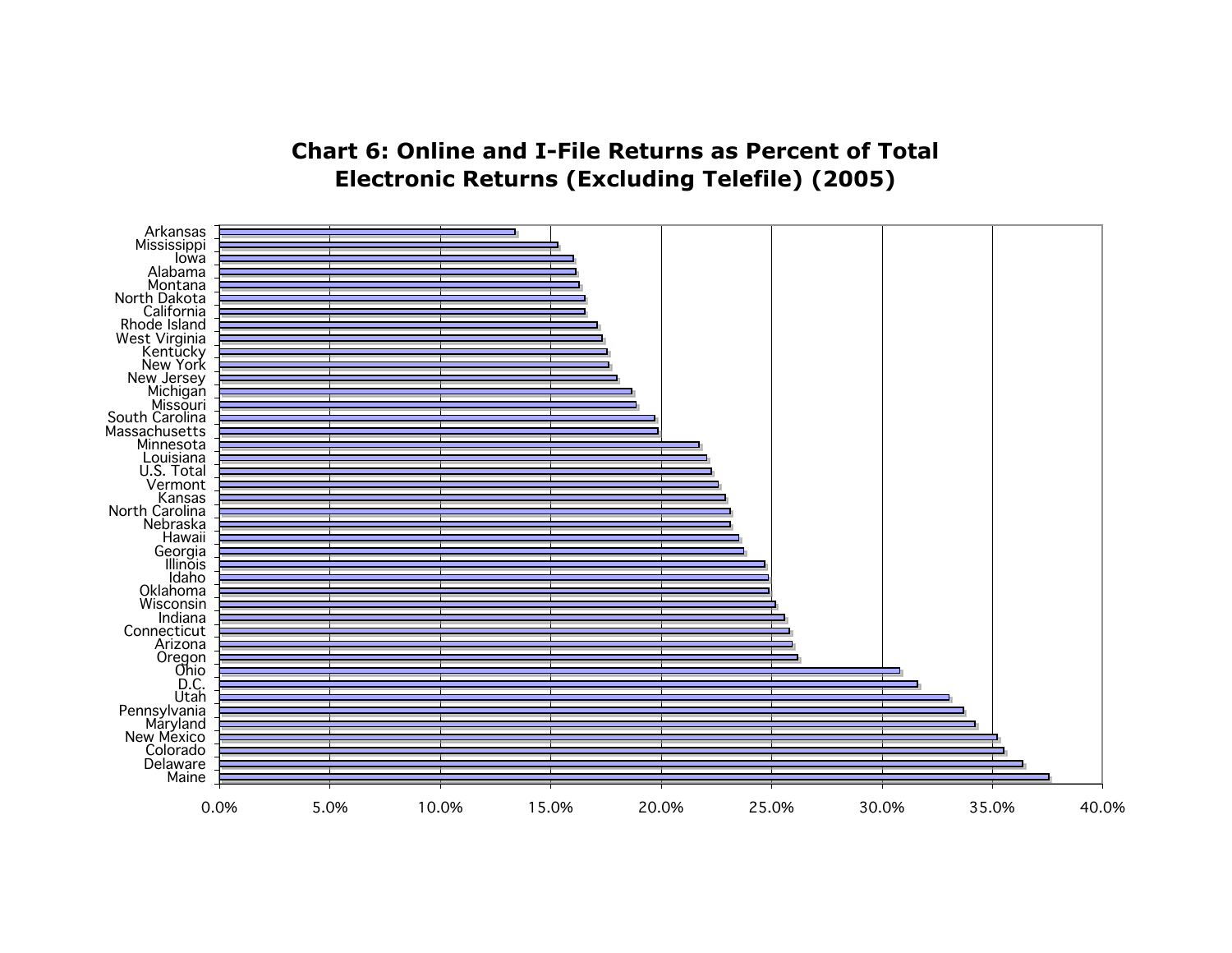## Chart 6: Online and I-File Returns as Percent of Total Electronic Returns (Excluding Telefile) (2005)

Arkansas
Mississippi
Iowa
Alabama
Montana
North Dakota
California
Rhode Island
West Virginia
Kentucky
New York
New Jersey
Michigan
Missouri
South Carolina
Massachusetts
Minnesota
Louisiana
U.S. Total
Vermont
Kansas
North Carolina
Nebraska
Hawaii
Georgia
Illinois
Idaho
Oklahoma
Wisconsin
Indiana
Connecticut
Arizona
Oregon
Ohio
D.C.
Utah
Pennsylvania
Maryland
New Mexico
Colorado
Delaware
Maine

0.0% 5.0% 10.0% 15.0% 20.0% 25.0% 30.0% 35.0% 40.0%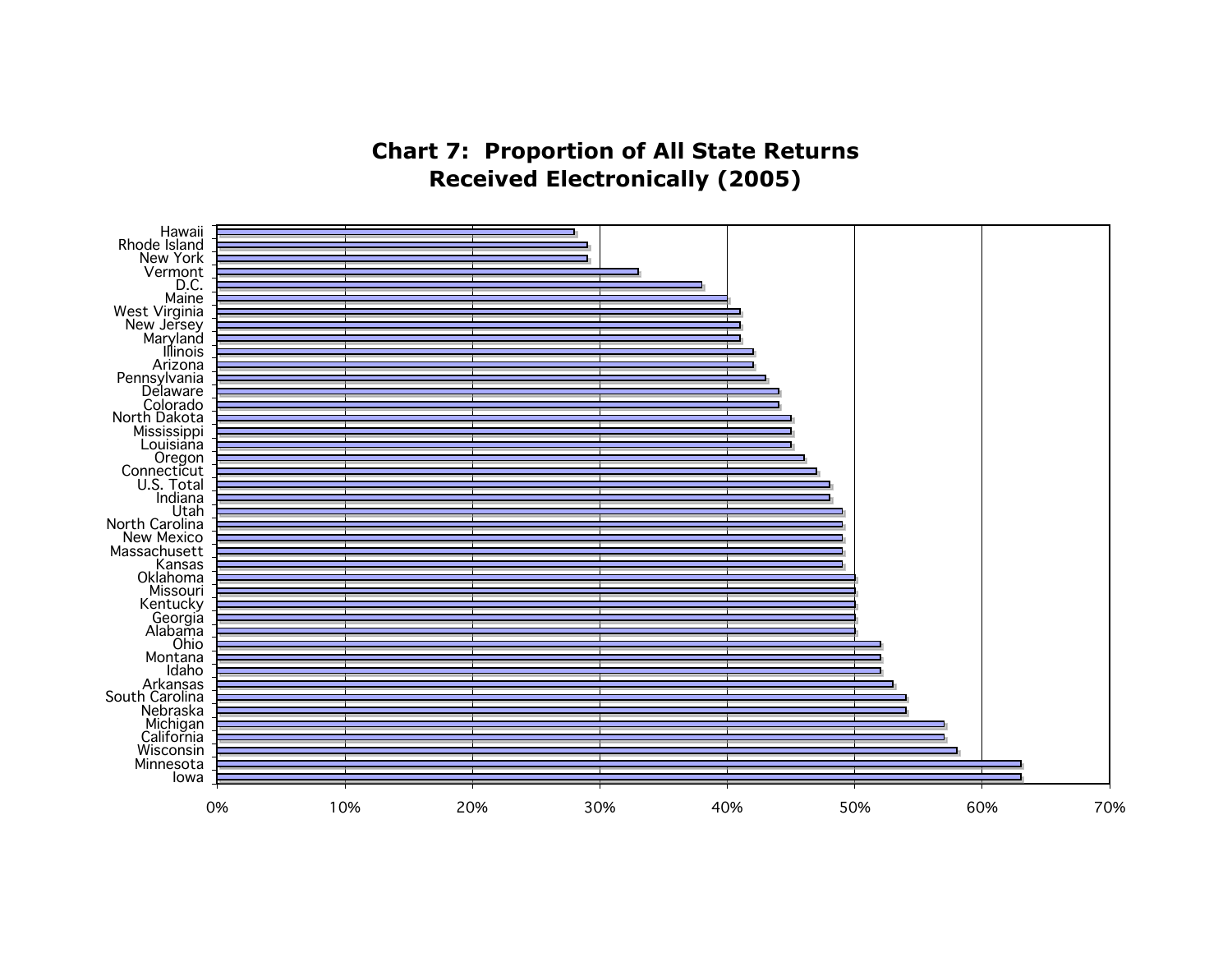# Chart 7: Proportion of All State Returns Received Electronically (2005)

Hawaii
Rhode Island
New York
Vermont
D.C.
Maine
West Virginia
New Jersey
Maryland
Illinois
Arizona
Pennsylvania
Delaware
Colorado
North Dakota
Mississippi
Louisiana
Oregon
Connecticut
U.S. Total
Indiana
Utah
North Carolina
New Mexico
Massachusett
Kansas
Oklahoma
Missouri
Kentucky
Georgia
Alabama
Ohio
Montana
Idaho
Arkansas
South Carolina
Nebraska
Michigan
California
Wisconsin
Minnesota
Iowa

0% 10% 20% 30% 40% 50% 60% 70%